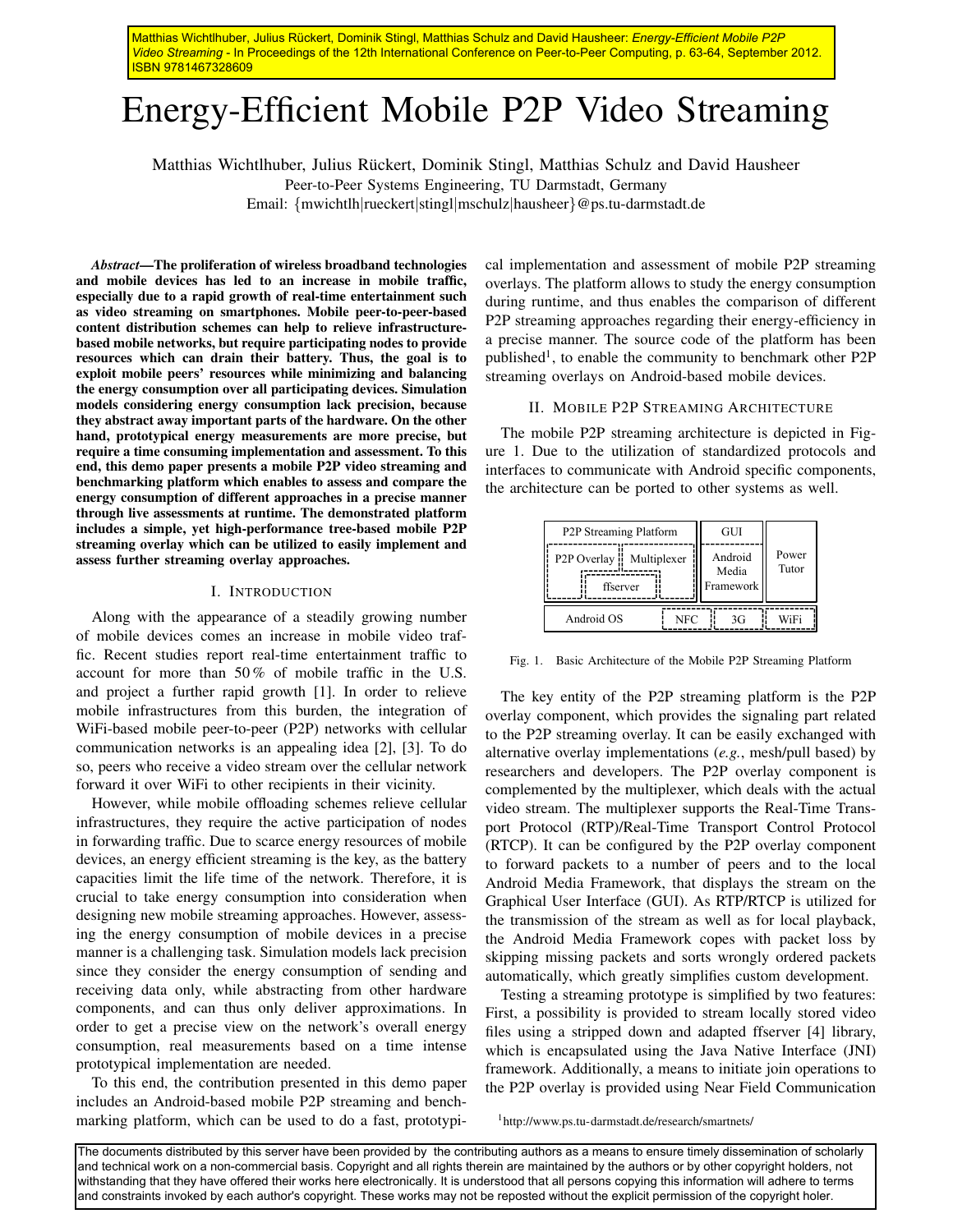Matthias Wichtlhuber, Julius Rückert, Dominik Stingl, Matthias Schulz and David Hausheer: *Energy-Efficient Mobile P2P Video Streaming* - In Proceedings of the 12th International Conference on Peer-to-Peer Computing, p. 63-64, September 2012. ISBN 9781467328609

# Energy-Efficient Mobile P2P Video Streaming

Matthias Wichtlhuber, Julius Rückert, Dominik Stingl, Matthias Schulz and David Hausheer
Peer-to-Peer Systems Engineering, TU Darmstadt, Germany
Email: {mwichtlh|rueckert|stingl|mschulz|hausheer}@ps.tu-darmstadt.de

***Abstract*—The proliferation of wireless broadband technologies and mobile devices has led to an increase in mobile traffic, especially due to a rapid growth of real-time entertainment such as video streaming on smartphones. Mobile peer-to-peer-based content distribution schemes can help to relieve infrastructure-based mobile networks, but require participating nodes to provide resources which can drain their battery. Thus, the goal is to exploit mobile peers' resources while minimizing and balancing the energy consumption over all participating devices. Simulation models considering energy consumption lack precision, because they abstract away important parts of the hardware. On the other hand, prototypical energy measurements are more precise, but require a time consuming implementation and assessment. To this end, this demo paper presents a mobile P2P video streaming and benchmarking platform which enables to assess and compare the energy consumption of different approaches in a precise manner through live assessments at runtime. The demonstrated platform includes a simple, yet high-performance tree-based mobile P2P streaming overlay which can be utilized to easily implement and assess further streaming overlay approaches.**

## I. Introduction

Along with the appearance of a steadily growing number of mobile devices comes an increase in mobile video traffic. Recent studies report real-time entertainment traffic to account for more than 50 % of mobile traffic in the U.S. and project a further rapid growth [1]. In order to relieve mobile infrastructures from this burden, the integration of WiFi-based mobile peer-to-peer (P2P) networks with cellular communication networks is an appealing idea [2], [3]. To do so, peers who receive a video stream over the cellular network forward it over WiFi to other recipients in their vicinity.

However, while mobile offloading schemes relieve cellular infrastructures, they require the active participation of nodes in forwarding traffic. Due to scarce energy resources of mobile devices, an energy efficient streaming is the key, as the battery capacities limit the life time of the network. Therefore, it is crucial to take energy consumption into consideration when designing new mobile streaming approaches. However, assessing the energy consumption of mobile devices in a precise manner is a challenging task. Simulation models lack precision since they consider the energy consumption of sending and receiving data only, while abstracting from other hardware components, and can thus only deliver approximations. In order to get a precise view on the network's overall energy consumption, real measurements based on a time intense prototypical implementation are needed.

To this end, the contribution presented in this demo paper includes an Android-based mobile P2P streaming and benchmarking platform, which can be used to do a fast, prototypical implementation and assessment of mobile P2P streaming overlays. The platform allows to study the energy consumption during runtime, and thus enables the comparison of different P2P streaming approaches regarding their energy-efficiency in a precise manner. The source code of the platform has been published[1], to enable the community to benchmark other P2P streaming overlays on Android-based mobile devices.

## II. Mobile P2P Streaming Architecture

The mobile P2P streaming architecture is depicted in Figure 1. Due to the utilization of standardized protocols and interfaces to communicate with Android specific components, the architecture can be ported to other systems as well.

| P2P Streaming Platform: P2P Overlay, Multiplexer, ffserver | GUI: Android Media Framework | Power Tutor |
|---|---|---|
| Android OS: NFC, 3G, WiFi | | |

Fig. 1. Basic Architecture of the Mobile P2P Streaming Platform

The key entity of the P2P streaming platform is the P2P overlay component, which provides the signaling part related to the P2P streaming overlay. It can be easily exchanged with alternative overlay implementations (*e.g.*, mesh/pull based) by researchers and developers. The P2P overlay component is complemented by the multiplexer, which deals with the actual video stream. The multiplexer supports the Real-Time Transport Protocol (RTP)/Real-Time Transport Control Protocol (RTCP). It can be configured by the P2P overlay component to forward packets to a number of peers and to the local Android Media Framework, that displays the stream on the Graphical User Interface (GUI). As RTP/RTCP is utilized for the transmission of the stream as well as for local playback, the Android Media Framework copes with packet loss by skipping missing packets and sorts wrongly ordered packets automatically, which greatly simplifies custom development.

Testing a streaming prototype is simplified by two features: First, a possibility is provided to stream locally stored video files using a stripped down and adapted ffserver [4] library, which is encapsulated using the Java Native Interface (JNI) framework. Additionally, a means to initiate join operations to the P2P overlay is provided using Near Field Communication

[1] http://www.ps.tu-darmstadt.de/research/smartnets/

The documents distributed by this server have been provided by the contributing authors as a means to ensure timely dissemination of scholarly and technical work on a non-commercial basis. Copyright and all rights therein are maintained by the authors or by other copyright holders, not withstanding that they have offered their works here electronically. It is understood that all persons copying this information will adhere to terms and constraints invoked by each author's copyright. These works may not be reposted without the explicit permission of the copyright holer.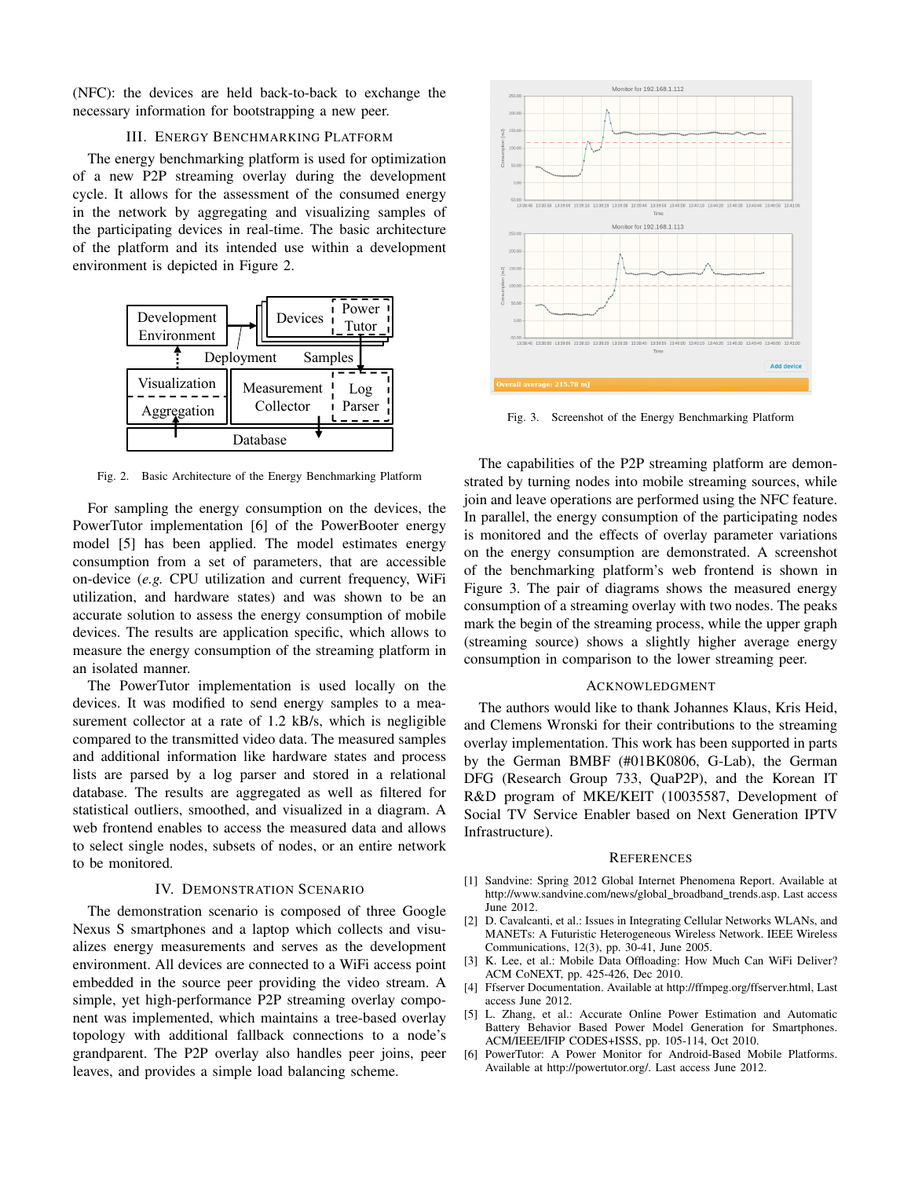(NFC): the devices are held back-to-back to exchange the necessary information for bootstrapping a new peer.

## III. Energy Benchmarking Platform

The energy benchmarking platform is used for optimization of a new P2P streaming overlay during the development cycle. It allows for the assessment of the consumed energy in the network by aggregating and visualizing samples of the participating devices in real-time. The basic architecture of the platform and its intended use within a development environment is depicted in Figure 2.

Development Environment
Devices
Power Tutor
Deployment
Samples
Visualization
Aggregation
Measurement Collector
Log Parser
Database

Fig. 2. Basic Architecture of the Energy Benchmarking Platform

For sampling the energy consumption on the devices, the PowerTutor implementation [6] of the PowerBooter energy model [5] has been applied. The model estimates energy consumption from a set of parameters, that are accessible on-device (*e.g.* CPU utilization and current frequency, WiFi utilization, and hardware states) and was shown to be an accurate solution to assess the energy consumption of mobile devices. The results are application specific, which allows to measure the energy consumption of the streaming platform in an isolated manner.

The PowerTutor implementation is used locally on the devices. It was modified to send energy samples to a measurement collector at a rate of 1.2 kB/s, which is negligible compared to the transmitted video data. The measured samples and additional information like hardware states and process lists are parsed by a log parser and stored in a relational database. The results are aggregated as well as filtered for statistical outliers, smoothed, and visualized in a diagram. A web frontend enables to access the measured data and allows to select single nodes, subsets of nodes, or an entire network to be monitored.

## IV. Demonstration Scenario

The demonstration scenario is composed of three Google Nexus S smartphones and a laptop which collects and visualizes energy measurements and serves as the development environment. All devices are connected to a WiFi access point embedded in the source peer providing the video stream. A simple, yet high-performance P2P streaming overlay component was implemented, which maintains a tree-based overlay topology with additional fallback connections to a node's grandparent. The P2P overlay also handles peer joins, peer leaves, and provides a simple load balancing scheme.

Monitor for 192.168.1.112
Monitor for 192.168.1.113
Consumption [mJ]
Time
Add device
Overall average: 215.78 mJ

Fig. 3. Screenshot of the Energy Benchmarking Platform

The capabilities of the P2P streaming platform are demonstrated by turning nodes into mobile streaming sources, while join and leave operations are performed using the NFC feature. In parallel, the energy consumption of the participating nodes is monitored and the effects of overlay parameter variations on the energy consumption are demonstrated. A screenshot of the benchmarking platform's web frontend is shown in Figure 3. The pair of diagrams shows the measured energy consumption of a streaming overlay with two nodes. The peaks mark the begin of the streaming process, while the upper graph (streaming source) shows a slightly higher average energy consumption in comparison to the lower streaming peer.

## Acknowledgment

The authors would like to thank Johannes Klaus, Kris Heid, and Clemens Wronski for their contributions to the streaming overlay implementation. This work has been supported in parts by the German BMBF (#01BK0806, G-Lab), the German DFG (Research Group 733, QuaP2P), and the Korean IT R&D program of MKE/KEIT (10035587, Development of Social TV Service Enabler based on Next Generation IPTV Infrastructure).

## References

[1] Sandvine: Spring 2012 Global Internet Phenomena Report. Available at http://www.sandvine.com/news/global_broadband_trends.asp. Last access June 2012.

[2] D. Cavalcanti, et al.: Issues in Integrating Cellular Networks WLANs, and MANETs: A Futuristic Heterogeneous Wireless Network. IEEE Wireless Communications, 12(3), pp. 30-41, June 2005.

[3] K. Lee, et al.: Mobile Data Offloading: How Much Can WiFi Deliver? ACM CoNEXT, pp. 425-426, Dec 2010.

[4] Ffserver Documentation. Available at http://ffmpeg.org/ffserver.html, Last access June 2012.

[5] L. Zhang, et al.: Accurate Online Power Estimation and Automatic Battery Behavior Based Power Model Generation for Smartphones. ACM/IEEE/IFIP CODES+ISSS, pp. 105-114, Oct 2010.

[6] PowerTutor: A Power Monitor for Android-Based Mobile Platforms. Available at http://powertutor.org/. Last access June 2012.